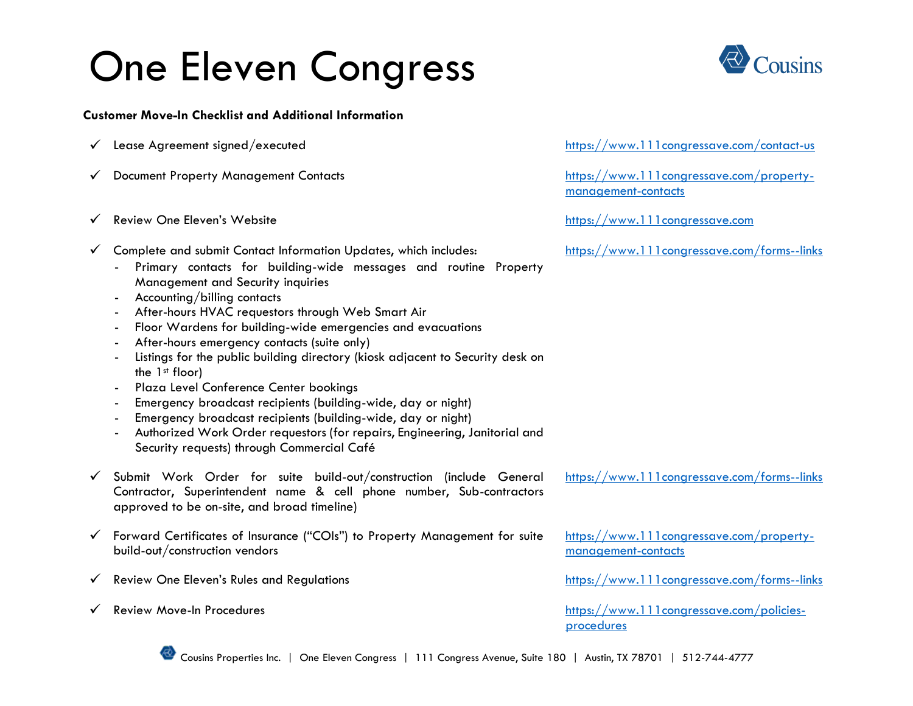# One Eleven Congress

**Customer Move-In Checklist and Additional Information**

| | |
|---|---|
| ✓ Lease Agreement signed/executed | https://www.111congressave.com/contact-us |
| ✓ Document Property Management Contacts | https://www.111congressave.com/property-management-contacts |
| ✓ Review One Eleven's Website | https://www.111congressave.com |
| ✓ Complete and submit Contact Information Updates, which includes:<br>- Primary contacts for building-wide messages and routine Property Management and Security inquiries<br>- Accounting/billing contacts<br>- After-hours HVAC requestors through Web Smart Air<br>- Floor Wardens for building-wide emergencies and evacuations<br>- After-hours emergency contacts (suite only)<br>- Listings for the public building directory (kiosk adjacent to Security desk on the 1st floor)<br>- Plaza Level Conference Center bookings<br>- Emergency broadcast recipients (building-wide, day or night)<br>- Emergency broadcast recipients (building-wide, day or night)<br>- Authorized Work Order requestors (for repairs, Engineering, Janitorial and Security requests) through Commercial Café | https://www.111congressave.com/forms--links |
| ✓ Submit Work Order for suite build-out/construction (include General Contractor, Superintendent name & cell phone number, Sub-contractors approved to be on-site, and broad timeline) | https://www.111congressave.com/forms--links |
| ✓ Forward Certificates of Insurance ("COIs") to Property Management for suite build-out/construction vendors | https://www.111congressave.com/property-management-contacts |
| ✓ Review One Eleven's Rules and Regulations | https://www.111congressave.com/forms--links |
| ✓ Review Move-In Procedures | https://www.111congressave.com/policies-procedures |

Cousins Properties Inc. | One Eleven Congress | 111 Congress Avenue, Suite 180 | Austin, TX 78701 | 512-744-4777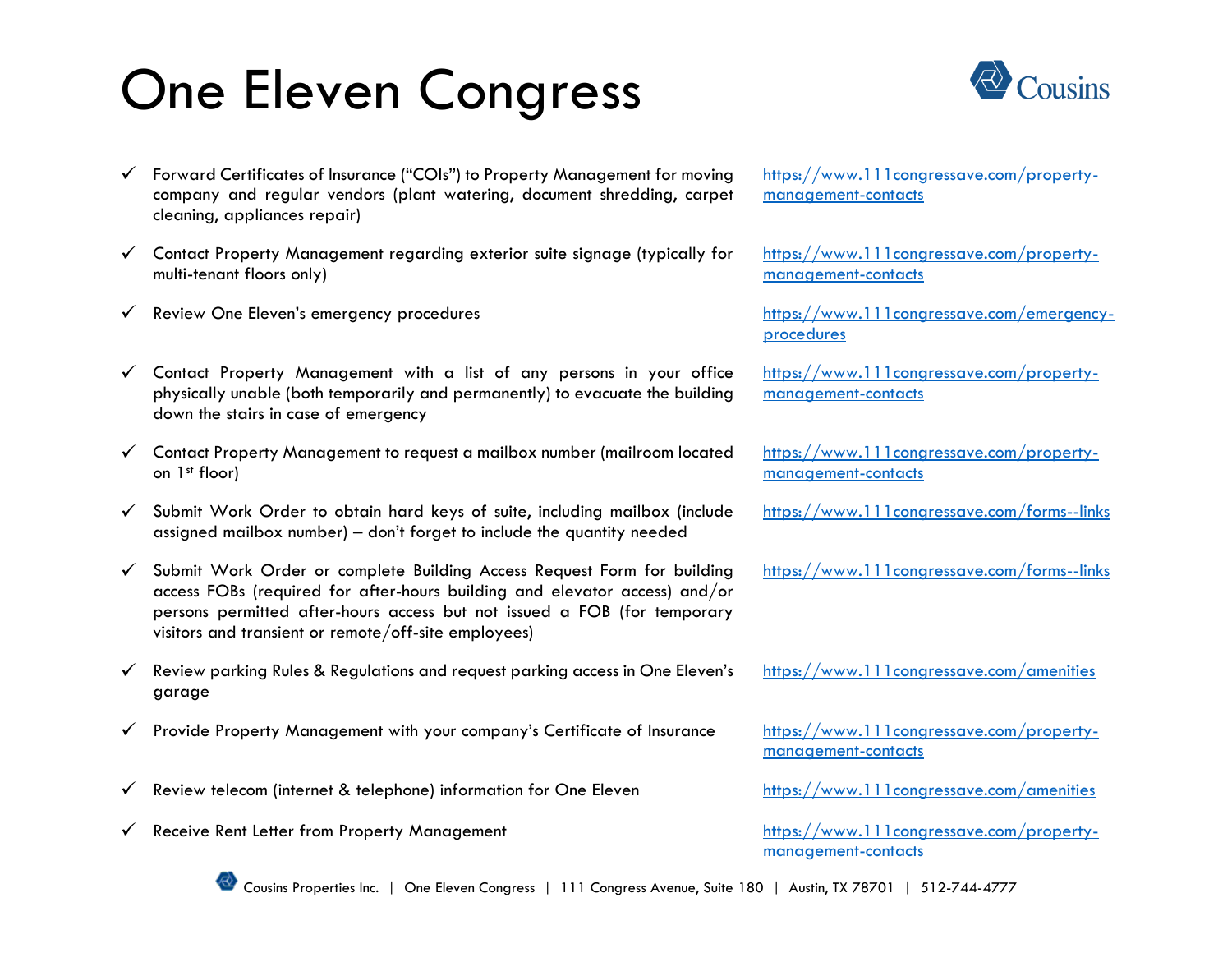# One Eleven Congress

- ✓ Forward Certificates of Insurance ("COIs") to Property Management for moving company and regular vendors (plant watering, document shredding, carpet cleaning, appliances repair) — https://www.111congressave.com/property-management-contacts
- ✓ Contact Property Management regarding exterior suite signage (typically for multi-tenant floors only) — https://www.111congressave.com/property-management-contacts
- ✓ Review One Eleven's emergency procedures — https://www.111congressave.com/emergency-procedures
- ✓ Contact Property Management with a list of any persons in your office physically unable (both temporarily and permanently) to evacuate the building down the stairs in case of emergency — https://www.111congressave.com/property-management-contacts
- ✓ Contact Property Management to request a mailbox number (mailroom located on 1st floor) — https://www.111congressave.com/property-management-contacts
- ✓ Submit Work Order to obtain hard keys of suite, including mailbox (include assigned mailbox number) – don't forget to include the quantity needed — https://www.111congressave.com/forms--links
- ✓ Submit Work Order or complete Building Access Request Form for building access FOBs (required for after-hours building and elevator access) and/or persons permitted after-hours access but not issued a FOB (for temporary visitors and transient or remote/off-site employees) — https://www.111congressave.com/forms--links
- ✓ Review parking Rules & Regulations and request parking access in One Eleven's garage — https://www.111congressave.com/amenities
- ✓ Provide Property Management with your company's Certificate of Insurance — https://www.111congressave.com/property-management-contacts
- ✓ Review telecom (internet & telephone) information for One Eleven — https://www.111congressave.com/amenities
- ✓ Receive Rent Letter from Property Management — https://www.111congressave.com/property-management-contacts

Cousins Properties Inc. | One Eleven Congress | 111 Congress Avenue, Suite 180 | Austin, TX 78701 | 512-744-4777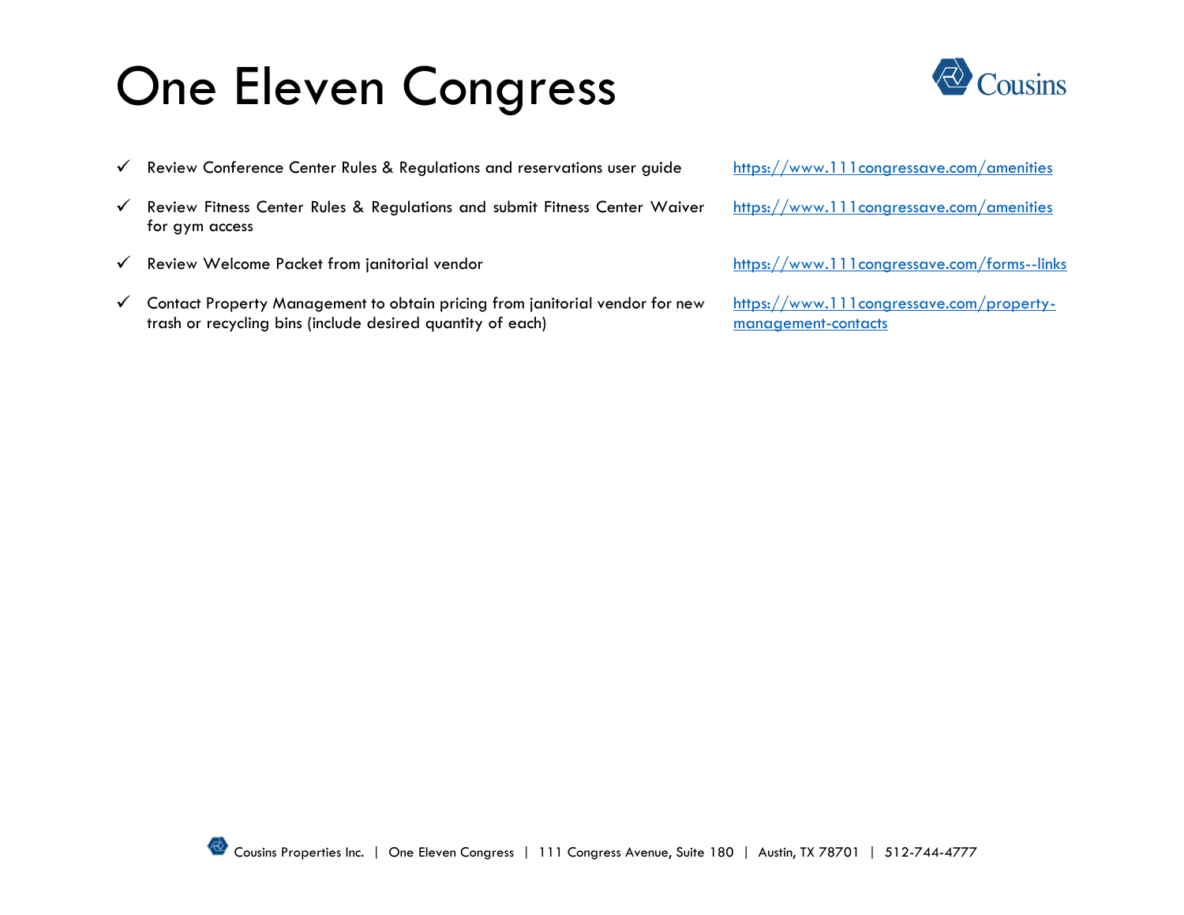# One Eleven Congress

Cousins

| | |
|---|---|
| ✓ Review Conference Center Rules & Regulations and reservations user guide | https://www.111congressave.com/amenities |
| ✓ Review Fitness Center Rules & Regulations and submit Fitness Center Waiver for gym access | https://www.111congressave.com/amenities |
| ✓ Review Welcome Packet from janitorial vendor | https://www.111congressave.com/forms--links |
| ✓ Contact Property Management to obtain pricing from janitorial vendor for new trash or recycling bins (include desired quantity of each) | https://www.111congressave.com/property-management-contacts |

Cousins Properties Inc. | One Eleven Congress | 111 Congress Avenue, Suite 180 | Austin, TX 78701 | 512-744-4777